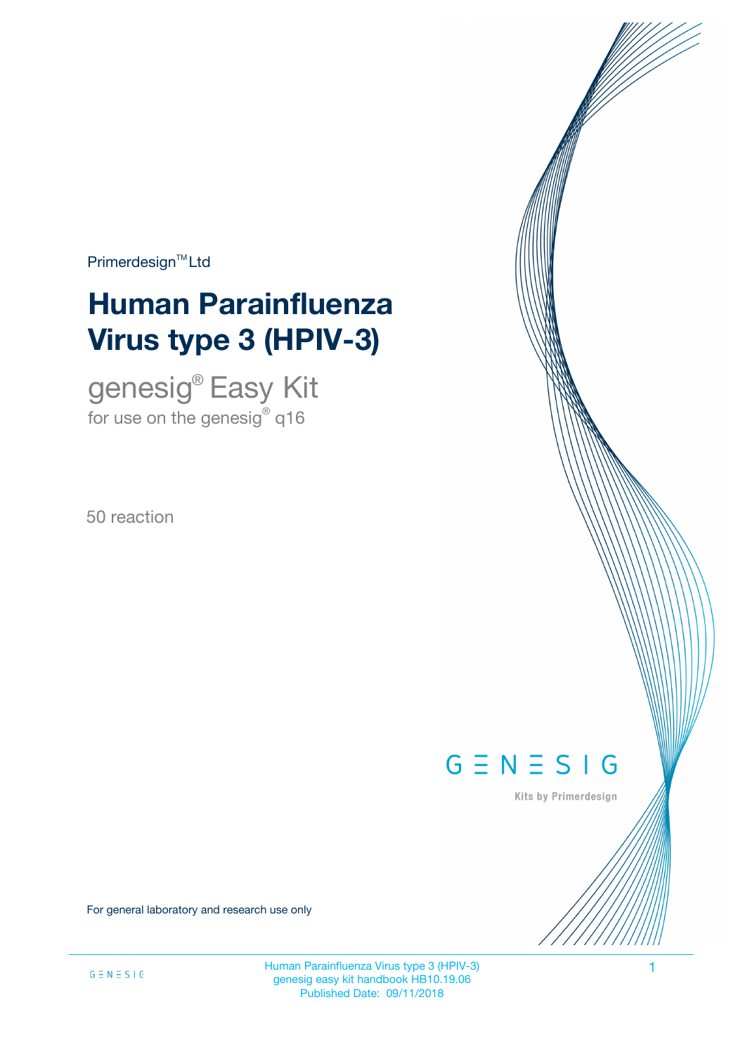Primerdesign™ Ltd

# Human Parainfluenza Virus type 3 (HPIV-3)

## genesig® Easy Kit

for use on the genesig® q16

50 reaction

GENESIG

Kits by Primerdesign

For general laboratory and research use only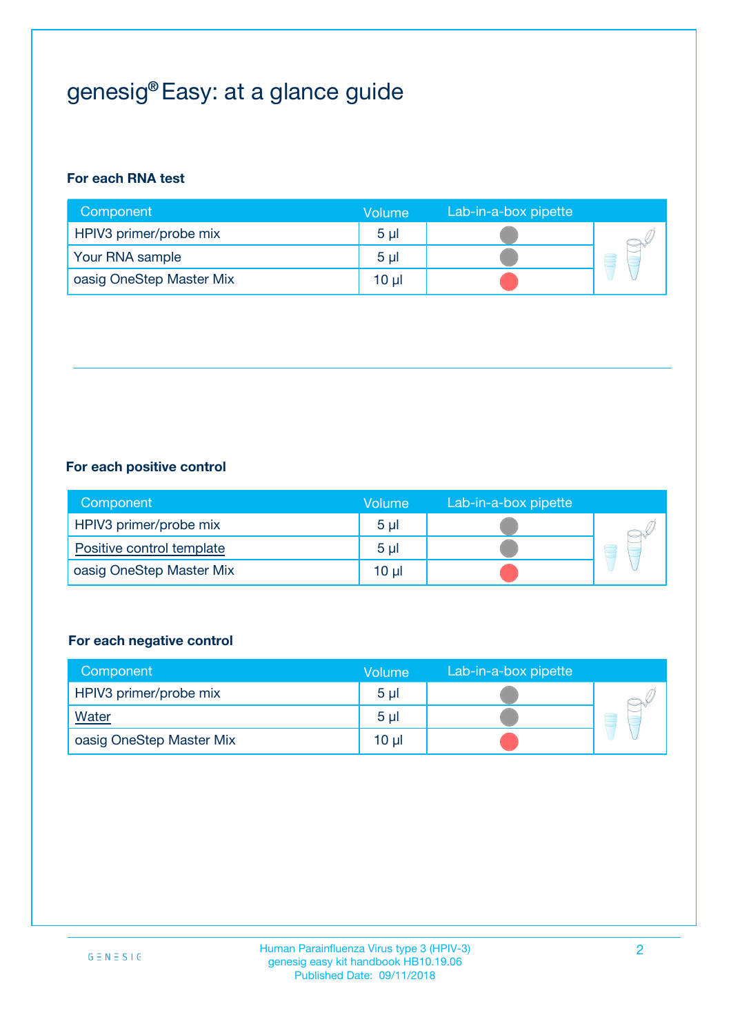# genesig® Easy: at a glance guide

**For each RNA test**

| Component | Volume | Lab-in-a-box pipette |
|---|---|---|
| HPIV3 primer/probe mix | 5 µl | |
| Your RNA sample | 5 µl | |
| oasig OneStep Master Mix | 10 µl | |

**For each positive control**

| Component | Volume | Lab-in-a-box pipette |
|---|---|---|
| HPIV3 primer/probe mix | 5 µl | |
| Positive control template | 5 µl | |
| oasig OneStep Master Mix | 10 µl | |

**For each negative control**

| Component | Volume | Lab-in-a-box pipette |
|---|---|---|
| HPIV3 primer/probe mix | 5 µl | |
| Water | 5 µl | |
| oasig OneStep Master Mix | 10 µl | |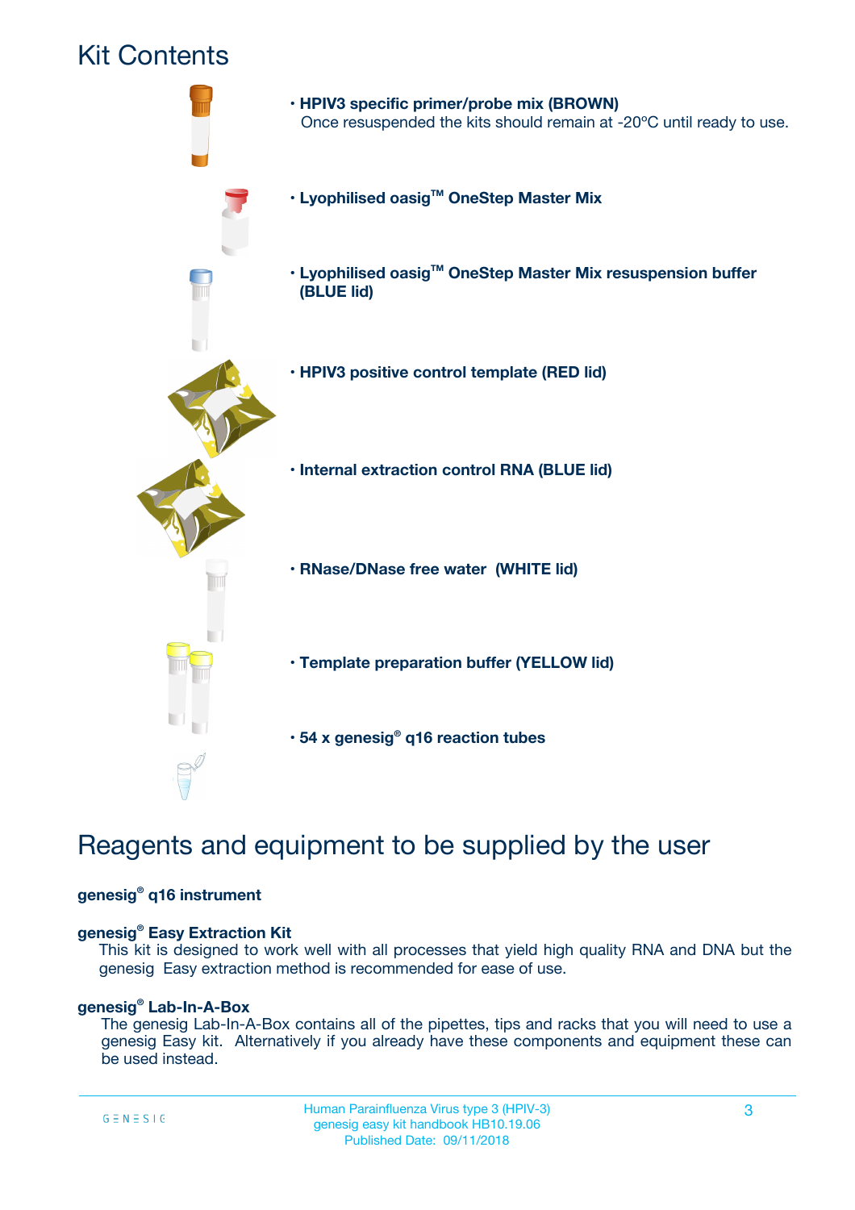# Kit Contents

- **HPIV3 specific primer/probe mix (BROWN)**
  Once resuspended the kits should remain at -20ºC until ready to use.
- **Lyophilised oasig™ OneStep Master Mix**
- **Lyophilised oasig™ OneStep Master Mix resuspension buffer (BLUE lid)**
- **HPIV3 positive control template (RED lid)**
- **Internal extraction control RNA (BLUE lid)**
- **RNase/DNase free water (WHITE lid)**
- **Template preparation buffer (YELLOW lid)**
- **54 x genesig® q16 reaction tubes**

# Reagents and equipment to be supplied by the user

**genesig® q16 instrument**

**genesig® Easy Extraction Kit**
This kit is designed to work well with all processes that yield high quality RNA and DNA but the genesig Easy extraction method is recommended for ease of use.

**genesig® Lab-In-A-Box**
The genesig Lab-In-A-Box contains all of the pipettes, tips and racks that you will need to use a genesig Easy kit. Alternatively if you already have these components and equipment these can be used instead.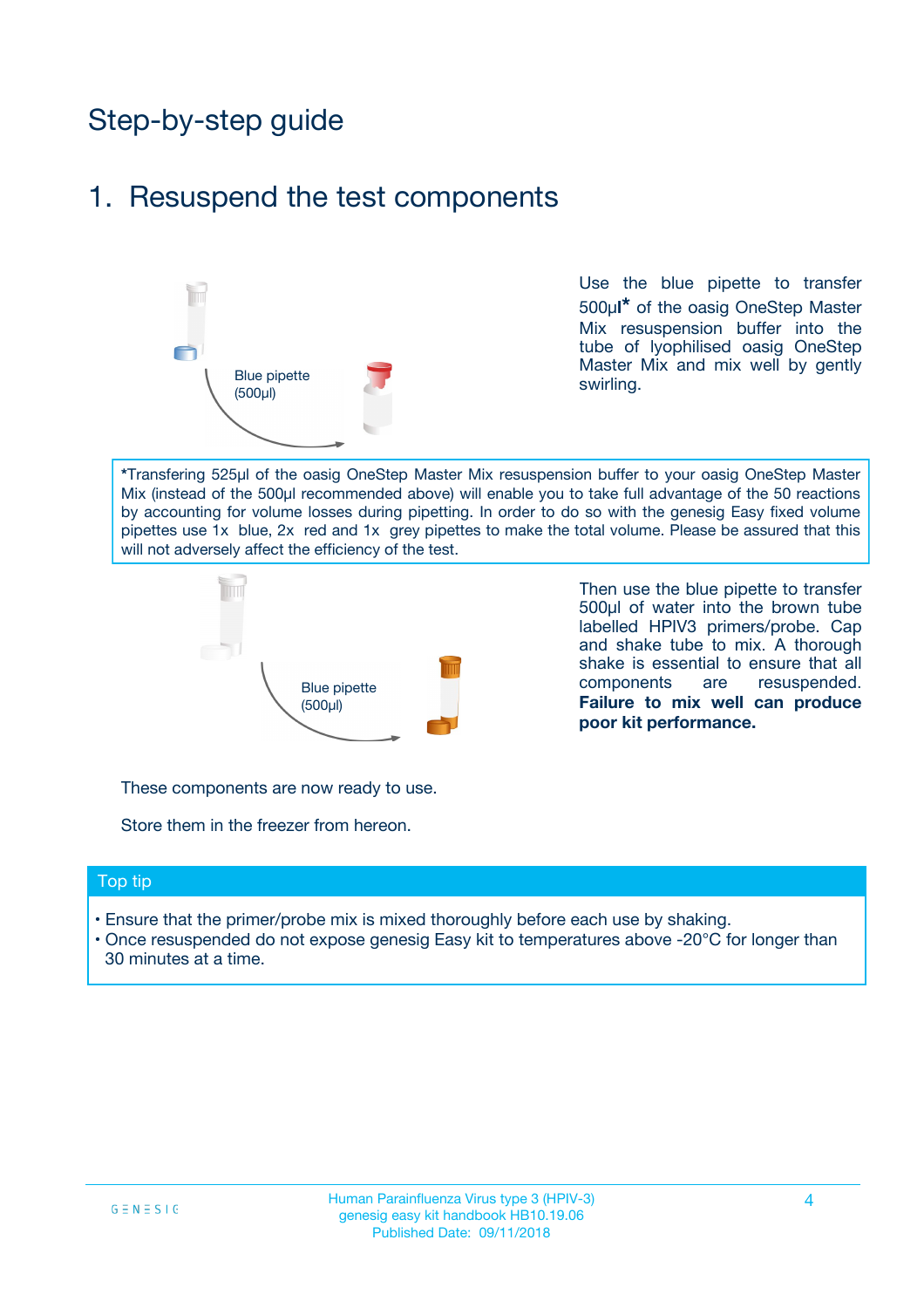# Step-by-step guide

## 1. Resuspend the test components

Blue pipette (500µl)

Use the blue pipette to transfer 500µl* of the oasig OneStep Master Mix resuspension buffer into the tube of lyophilised oasig OneStep Master Mix and mix well by gently swirling.

*Transfering 525µl of the oasig OneStep Master Mix resuspension buffer to your oasig OneStep Master Mix (instead of the 500µl recommended above) will enable you to take full advantage of the 50 reactions by accounting for volume losses during pipetting. In order to do so with the genesig Easy fixed volume pipettes use 1x blue, 2x red and 1x grey pipettes to make the total volume. Please be assured that this will not adversely affect the efficiency of the test.

Blue pipette (500µl)

Then use the blue pipette to transfer 500µl of water into the brown tube labelled HPIV3 primers/probe. Cap and shake tube to mix. A thorough shake is essential to ensure that all components are resuspended. **Failure to mix well can produce poor kit performance.**

These components are now ready to use.

Store them in the freezer from hereon.

### Top tip

- Ensure that the primer/probe mix is mixed thoroughly before each use by shaking.
- Once resuspended do not expose genesig Easy kit to temperatures above -20°C for longer than 30 minutes at a time.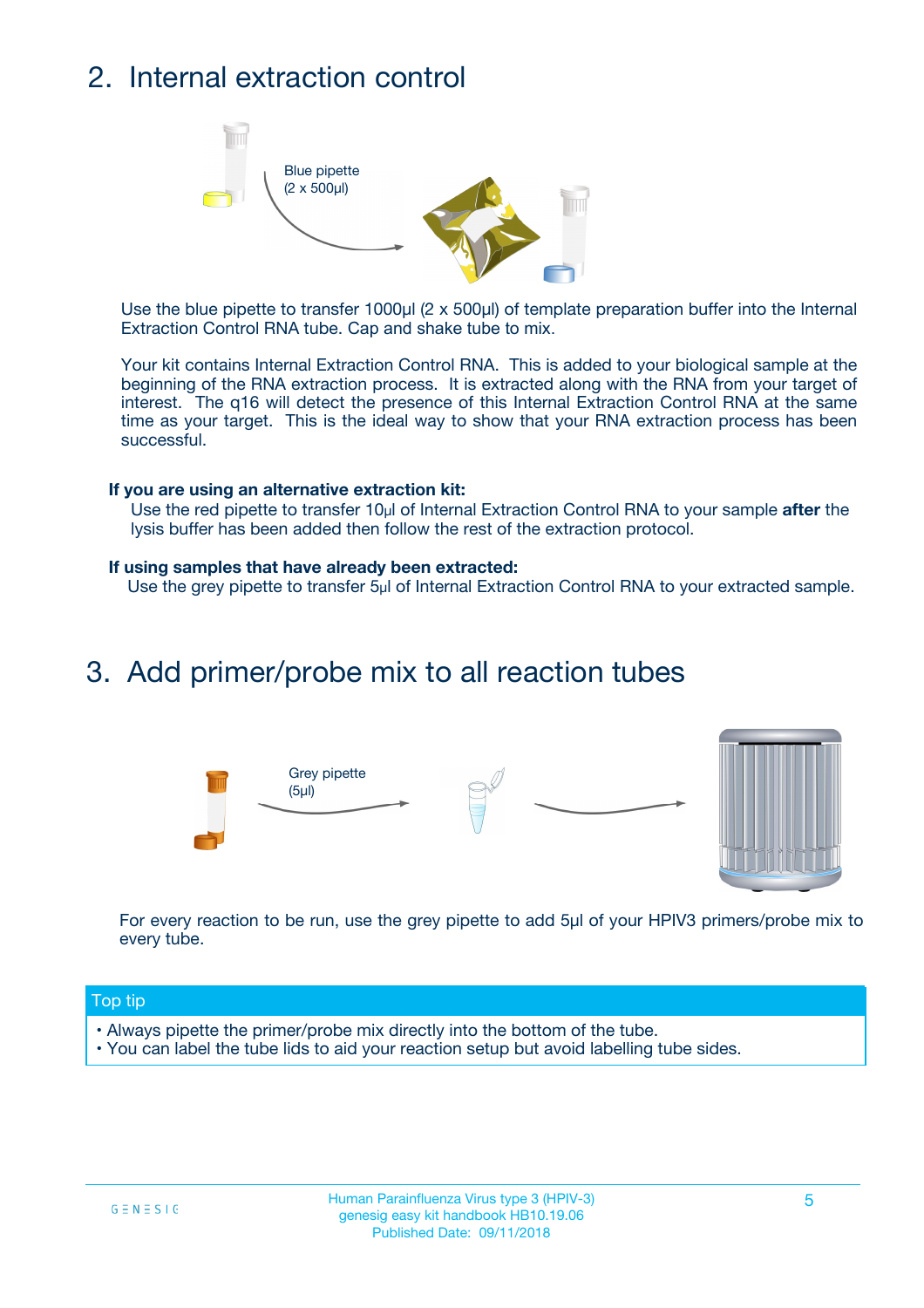## 2. Internal extraction control

Blue pipette (2 x 500µl)

Use the blue pipette to transfer 1000µl (2 x 500µl) of template preparation buffer into the Internal Extraction Control RNA tube. Cap and shake tube to mix.

Your kit contains Internal Extraction Control RNA. This is added to your biological sample at the beginning of the RNA extraction process. It is extracted along with the RNA from your target of interest. The q16 will detect the presence of this Internal Extraction Control RNA at the same time as your target. This is the ideal way to show that your RNA extraction process has been successful.

**If you are using an alternative extraction kit:**

Use the red pipette to transfer 10µl of Internal Extraction Control RNA to your sample **after** the lysis buffer has been added then follow the rest of the extraction protocol.

**If using samples that have already been extracted:**

Use the grey pipette to transfer 5µl of Internal Extraction Control RNA to your extracted sample.

## 3. Add primer/probe mix to all reaction tubes

Grey pipette (5µl)

For every reaction to be run, use the grey pipette to add 5µl of your HPIV3 primers/probe mix to every tube.

**Top tip**

- Always pipette the primer/probe mix directly into the bottom of the tube.
- You can label the tube lids to aid your reaction setup but avoid labelling tube sides.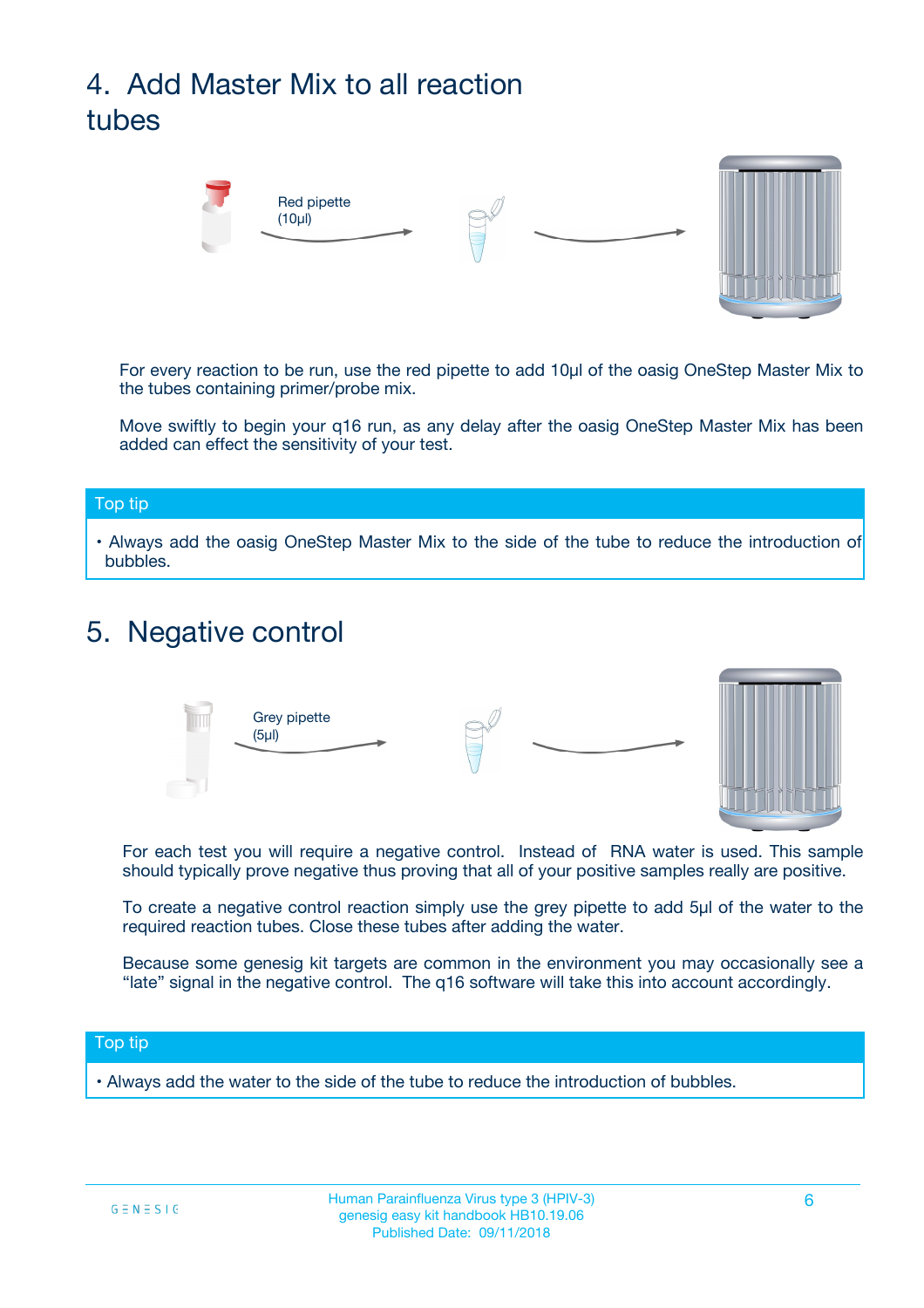# 4. Add Master Mix to all reaction tubes

Red pipette (10µl)

For every reaction to be run, use the red pipette to add 10µl of the oasig OneStep Master Mix to the tubes containing primer/probe mix.

Move swiftly to begin your q16 run, as any delay after the oasig OneStep Master Mix has been added can effect the sensitivity of your test.

**Top tip**

- Always add the oasig OneStep Master Mix to the side of the tube to reduce the introduction of bubbles.

# 5. Negative control

Grey pipette (5µl)

For each test you will require a negative control. Instead of RNA water is used. This sample should typically prove negative thus proving that all of your positive samples really are positive.

To create a negative control reaction simply use the grey pipette to add 5µl of the water to the required reaction tubes. Close these tubes after adding the water.

Because some genesig kit targets are common in the environment you may occasionally see a "late" signal in the negative control. The q16 software will take this into account accordingly.

**Top tip**

- Always add the water to the side of the tube to reduce the introduction of bubbles.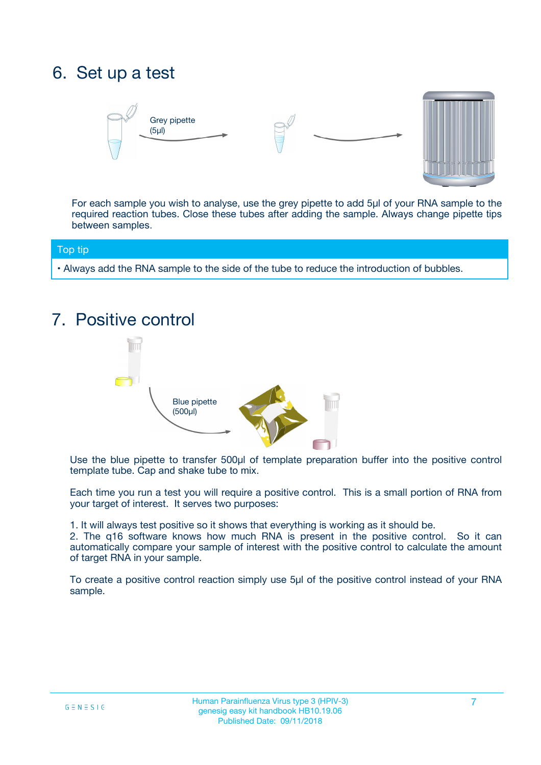# 6. Set up a test

Grey pipette (5µl)

For each sample you wish to analyse, use the grey pipette to add 5µl of your RNA sample to the required reaction tubes. Close these tubes after adding the sample. Always change pipette tips between samples.

**Top tip**

- Always add the RNA sample to the side of the tube to reduce the introduction of bubbles.

# 7. Positive control

Blue pipette (500µl)

Use the blue pipette to transfer 500µl of template preparation buffer into the positive control template tube. Cap and shake tube to mix.

Each time you run a test you will require a positive control. This is a small portion of RNA from your target of interest. It serves two purposes:

1. It will always test positive so it shows that everything is working as it should be.
2. The q16 software knows how much RNA is present in the positive control. So it can automatically compare your sample of interest with the positive control to calculate the amount of target RNA in your sample.

To create a positive control reaction simply use 5µl of the positive control instead of your RNA sample.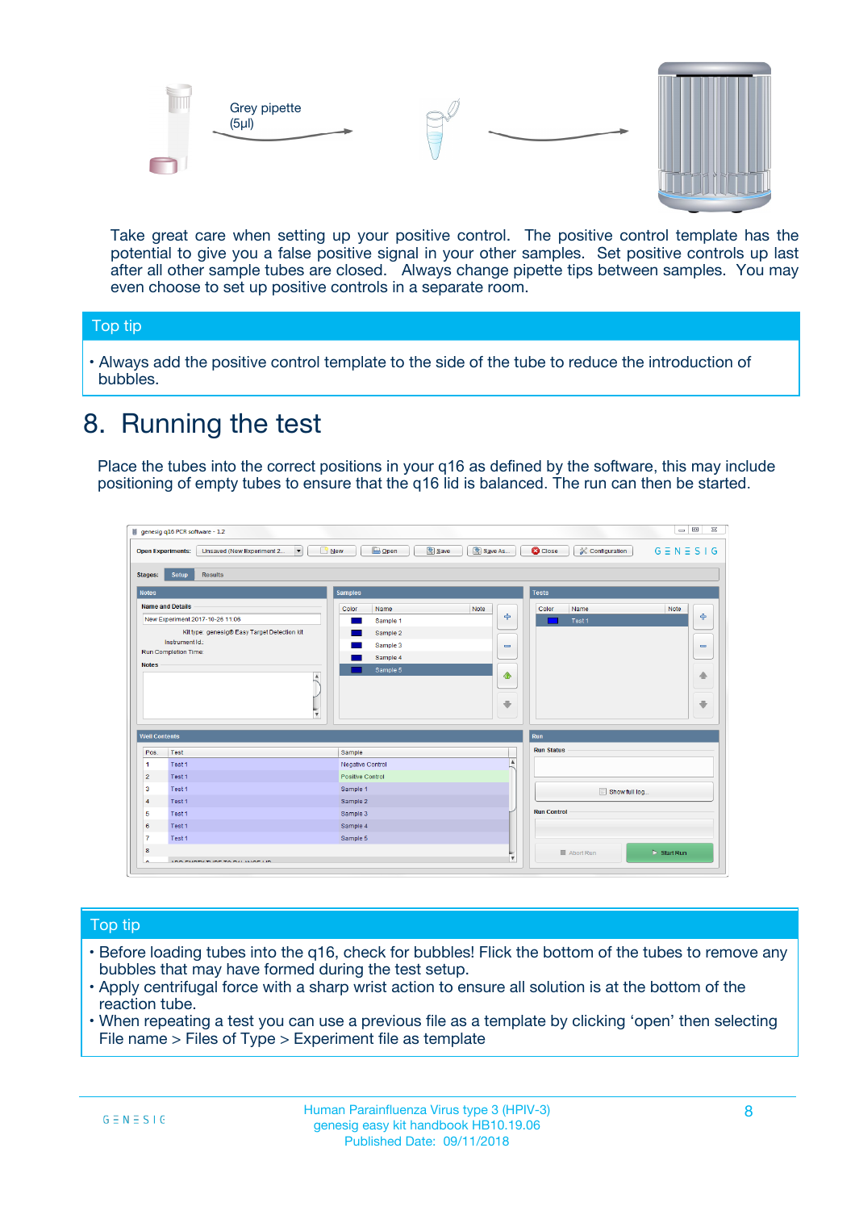Grey pipette (5µl)

Take great care when setting up your positive control. The positive control template has the potential to give you a false positive signal in your other samples. Set positive controls up last after all other sample tubes are closed. Always change pipette tips between samples. You may even choose to set up positive controls in a separate room.

## Top tip

- Always add the positive control template to the side of the tube to reduce the introduction of bubbles.

# 8. Running the test

Place the tubes into the correct positions in your q16 as defined by the software, this may include positioning of empty tubes to ensure that the q16 lid is balanced. The run can then be started.

## Top tip

- Before loading tubes into the q16, check for bubbles! Flick the bottom of the tubes to remove any bubbles that may have formed during the test setup.
- Apply centrifugal force with a sharp wrist action to ensure all solution is at the bottom of the reaction tube.
- When repeating a test you can use a previous file as a template by clicking 'open' then selecting File name > Files of Type > Experiment file as template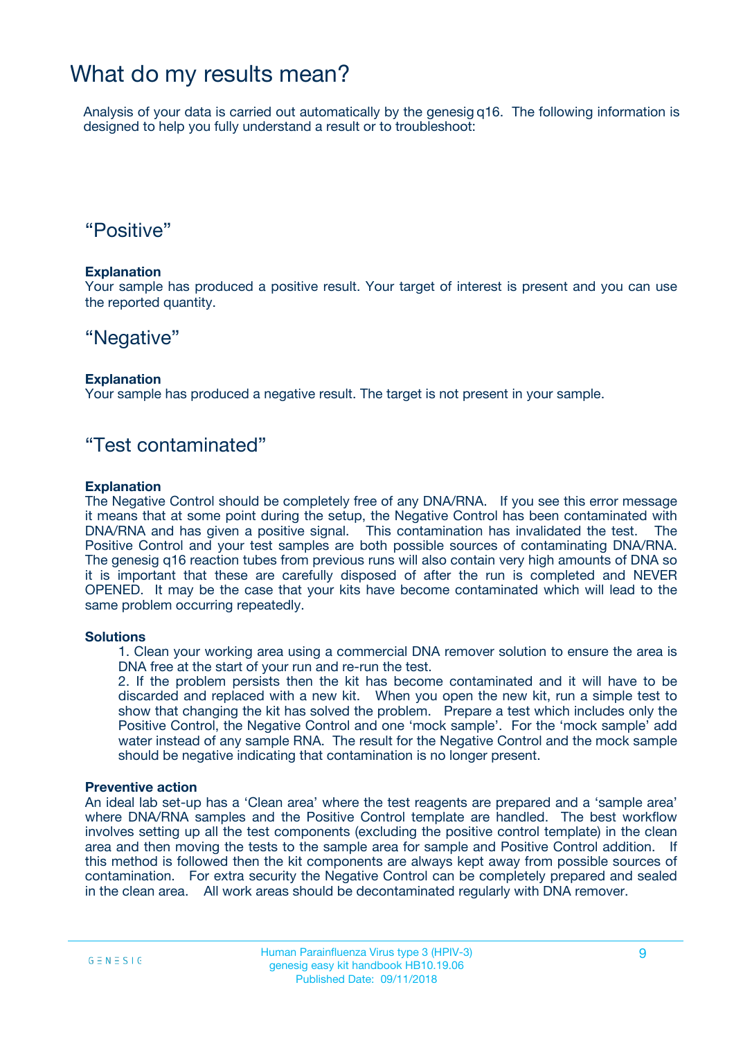# What do my results mean?

Analysis of your data is carried out automatically by the genesig q16. The following information is designed to help you fully understand a result or to troubleshoot:

## “Positive”

**Explanation**

Your sample has produced a positive result. Your target of interest is present and you can use the reported quantity.

## “Negative”

**Explanation**

Your sample has produced a negative result. The target is not present in your sample.

## “Test contaminated”

**Explanation**

The Negative Control should be completely free of any DNA/RNA. If you see this error message it means that at some point during the setup, the Negative Control has been contaminated with DNA/RNA and has given a positive signal. This contamination has invalidated the test. The Positive Control and your test samples are both possible sources of contaminating DNA/RNA. The genesig q16 reaction tubes from previous runs will also contain very high amounts of DNA so it is important that these are carefully disposed of after the run is completed and NEVER OPENED. It may be the case that your kits have become contaminated which will lead to the same problem occurring repeatedly.

**Solutions**

1. Clean your working area using a commercial DNA remover solution to ensure the area is DNA free at the start of your run and re-run the test.
2. If the problem persists then the kit has become contaminated and it will have to be discarded and replaced with a new kit. When you open the new kit, run a simple test to show that changing the kit has solved the problem. Prepare a test which includes only the Positive Control, the Negative Control and one ‘mock sample’. For the ‘mock sample’ add water instead of any sample RNA. The result for the Negative Control and the mock sample should be negative indicating that contamination is no longer present.

**Preventive action**

An ideal lab set-up has a ‘Clean area’ where the test reagents are prepared and a ‘sample area’ where DNA/RNA samples and the Positive Control template are handled. The best workflow involves setting up all the test components (excluding the positive control template) in the clean area and then moving the tests to the sample area for sample and Positive Control addition. If this method is followed then the kit components are always kept away from possible sources of contamination. For extra security the Negative Control can be completely prepared and sealed in the clean area. All work areas should be decontaminated regularly with DNA remover.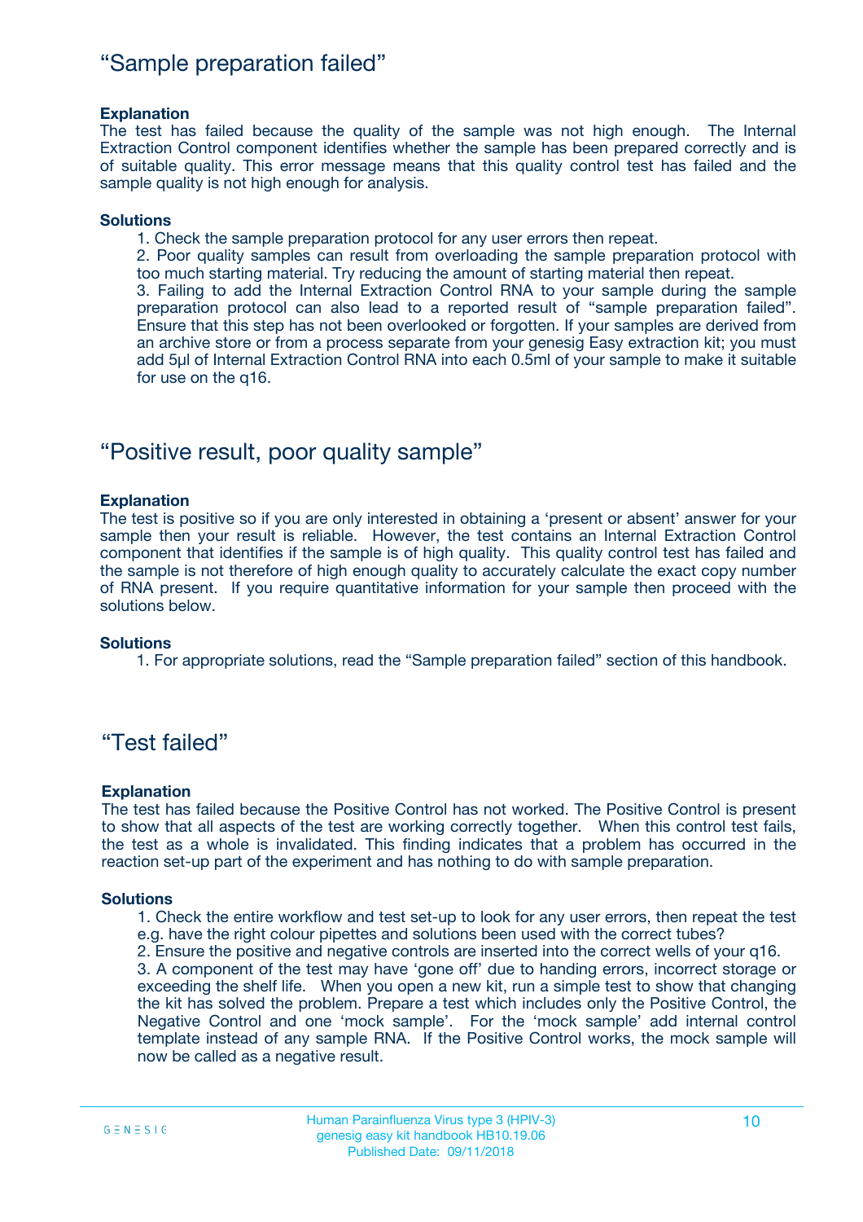## “Sample preparation failed”

**Explanation**

The test has failed because the quality of the sample was not high enough. The Internal Extraction Control component identifies whether the sample has been prepared correctly and is of suitable quality. This error message means that this quality control test has failed and the sample quality is not high enough for analysis.

**Solutions**

1. Check the sample preparation protocol for any user errors then repeat.
2. Poor quality samples can result from overloading the sample preparation protocol with too much starting material. Try reducing the amount of starting material then repeat.
3. Failing to add the Internal Extraction Control RNA to your sample during the sample preparation protocol can also lead to a reported result of “sample preparation failed”. Ensure that this step has not been overlooked or forgotten. If your samples are derived from an archive store or from a process separate from your genesig Easy extraction kit; you must add 5µl of Internal Extraction Control RNA into each 0.5ml of your sample to make it suitable for use on the q16.

## “Positive result, poor quality sample”

**Explanation**

The test is positive so if you are only interested in obtaining a ‘present or absent’ answer for your sample then your result is reliable. However, the test contains an Internal Extraction Control component that identifies if the sample is of high quality. This quality control test has failed and the sample is not therefore of high enough quality to accurately calculate the exact copy number of RNA present. If you require quantitative information for your sample then proceed with the solutions below.

**Solutions**

1. For appropriate solutions, read the “Sample preparation failed” section of this handbook.

## “Test failed”

**Explanation**

The test has failed because the Positive Control has not worked. The Positive Control is present to show that all aspects of the test are working correctly together. When this control test fails, the test as a whole is invalidated. This finding indicates that a problem has occurred in the reaction set-up part of the experiment and has nothing to do with sample preparation.

**Solutions**

1. Check the entire workflow and test set-up to look for any user errors, then repeat the test e.g. have the right colour pipettes and solutions been used with the correct tubes?
2. Ensure the positive and negative controls are inserted into the correct wells of your q16.
3. A component of the test may have ‘gone off’ due to handing errors, incorrect storage or exceeding the shelf life. When you open a new kit, run a simple test to show that changing the kit has solved the problem. Prepare a test which includes only the Positive Control, the Negative Control and one ‘mock sample’. For the ‘mock sample’ add internal control template instead of any sample RNA. If the Positive Control works, the mock sample will now be called as a negative result.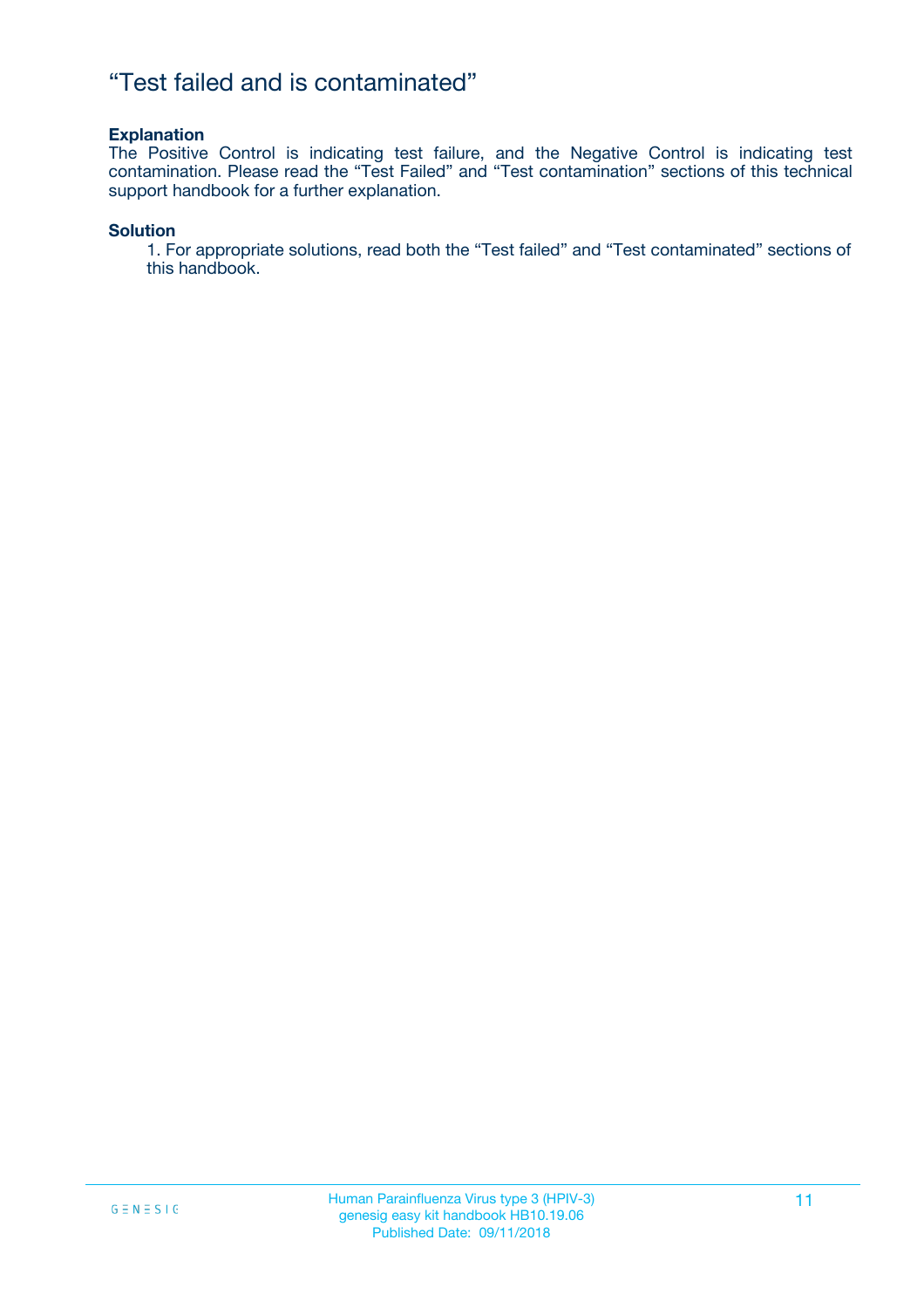# “Test failed and is contaminated”

**Explanation**

The Positive Control is indicating test failure, and the Negative Control is indicating test contamination. Please read the “Test Failed” and “Test contamination” sections of this technical support handbook for a further explanation.

**Solution**

1. For appropriate solutions, read both the “Test failed” and “Test contaminated” sections of this handbook.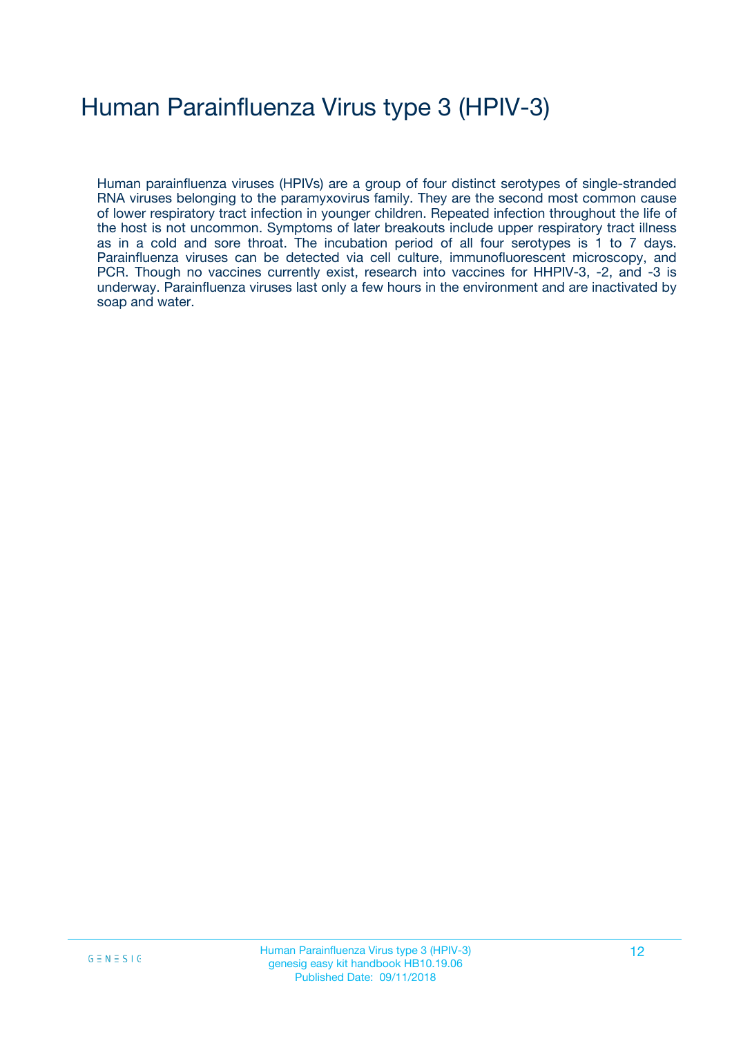# Human Parainfluenza Virus type 3 (HPIV-3)

Human parainfluenza viruses (HPIVs) are a group of four distinct serotypes of single-stranded RNA viruses belonging to the paramyxovirus family. They are the second most common cause of lower respiratory tract infection in younger children. Repeated infection throughout the life of the host is not uncommon. Symptoms of later breakouts include upper respiratory tract illness as in a cold and sore throat. The incubation period of all four serotypes is 1 to 7 days. Parainfluenza viruses can be detected via cell culture, immunofluorescent microscopy, and PCR. Though no vaccines currently exist, research into vaccines for HHPIV-3, -2, and -3 is underway. Parainfluenza viruses last only a few hours in the environment and are inactivated by soap and water.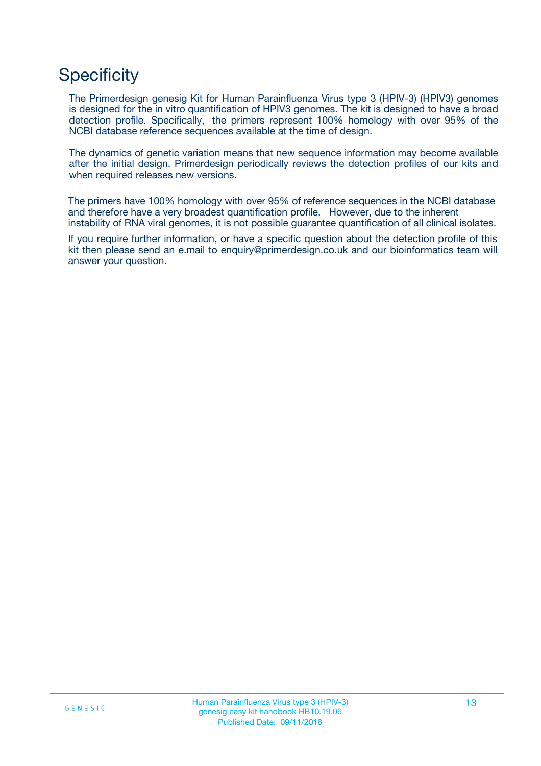# Specificity

The Primerdesign genesig Kit for Human Parainfluenza Virus type 3 (HPIV-3) (HPIV3) genomes is designed for the in vitro quantification of HPIV3 genomes. The kit is designed to have a broad detection profile. Specifically, the primers represent 100% homology with over 95% of the NCBI database reference sequences available at the time of design.

The dynamics of genetic variation means that new sequence information may become available after the initial design. Primerdesign periodically reviews the detection profiles of our kits and when required releases new versions.

The primers have 100% homology with over 95% of reference sequences in the NCBI database and therefore have a very broadest quantification profile. However, due to the inherent instability of RNA viral genomes, it is not possible guarantee quantification of all clinical isolates.

If you require further information, or have a specific question about the detection profile of this kit then please send an e.mail to enquiry@primerdesign.co.uk and our bioinformatics team will answer your question.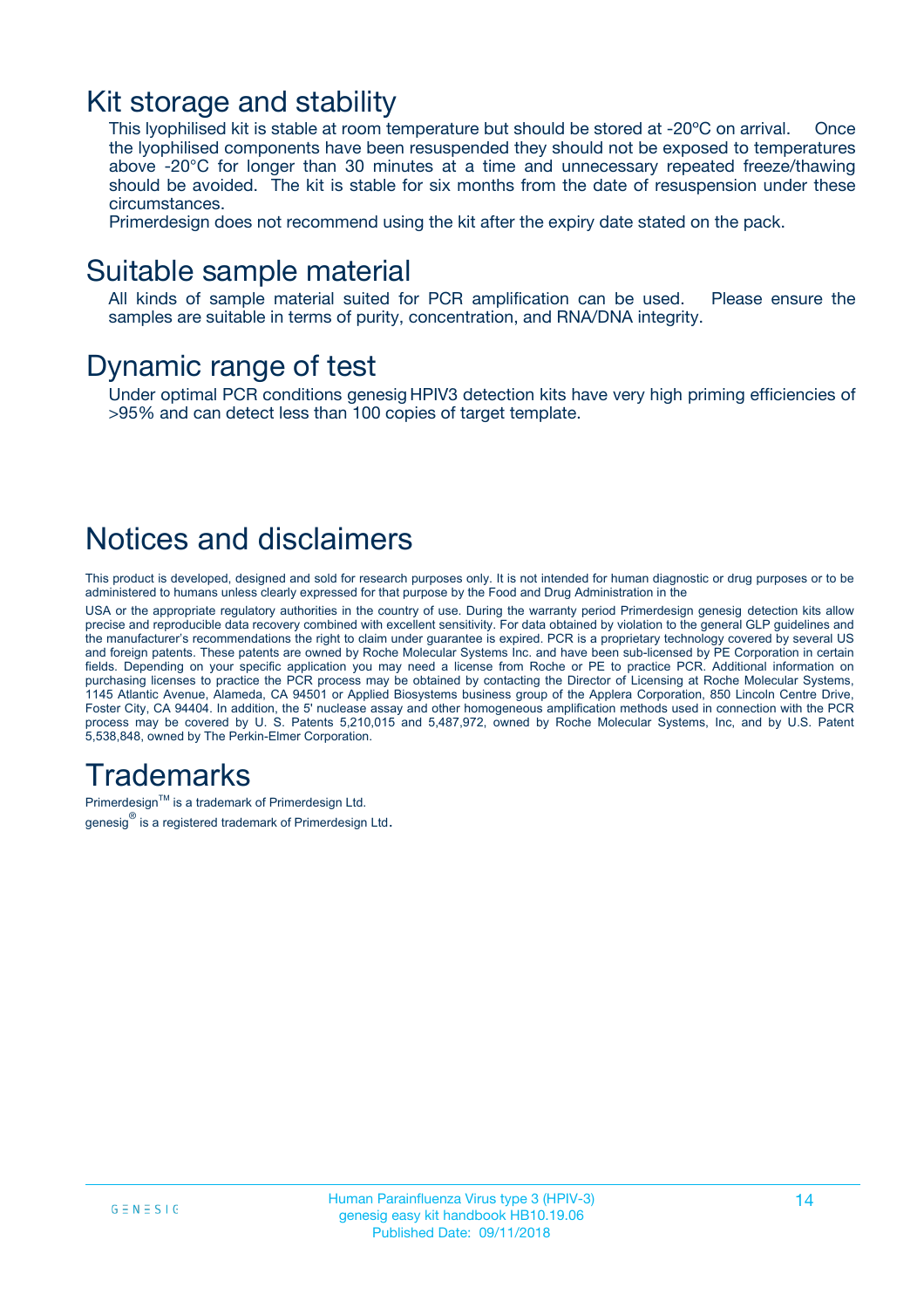## Kit storage and stability

This lyophilised kit is stable at room temperature but should be stored at -20ºC on arrival. Once the lyophilised components have been resuspended they should not be exposed to temperatures above -20°C for longer than 30 minutes at a time and unnecessary repeated freeze/thawing should be avoided. The kit is stable for six months from the date of resuspension under these circumstances.

Primerdesign does not recommend using the kit after the expiry date stated on the pack.

## Suitable sample material

All kinds of sample material suited for PCR amplification can be used. Please ensure the samples are suitable in terms of purity, concentration, and RNA/DNA integrity.

## Dynamic range of test

Under optimal PCR conditions genesig HPIV3 detection kits have very high priming efficiencies of >95% and can detect less than 100 copies of target template.

## Notices and disclaimers

This product is developed, designed and sold for research purposes only. It is not intended for human diagnostic or drug purposes or to be administered to humans unless clearly expressed for that purpose by the Food and Drug Administration in the

USA or the appropriate regulatory authorities in the country of use. During the warranty period Primerdesign genesig detection kits allow precise and reproducible data recovery combined with excellent sensitivity. For data obtained by violation to the general GLP guidelines and the manufacturer's recommendations the right to claim under guarantee is expired. PCR is a proprietary technology covered by several US and foreign patents. These patents are owned by Roche Molecular Systems Inc. and have been sub-licensed by PE Corporation in certain fields. Depending on your specific application you may need a license from Roche or PE to practice PCR. Additional information on purchasing licenses to practice the PCR process may be obtained by contacting the Director of Licensing at Roche Molecular Systems, 1145 Atlantic Avenue, Alameda, CA 94501 or Applied Biosystems business group of the Applera Corporation, 850 Lincoln Centre Drive, Foster City, CA 94404. In addition, the 5' nuclease assay and other homogeneous amplification methods used in connection with the PCR process may be covered by U. S. Patents 5,210,015 and 5,487,972, owned by Roche Molecular Systems, Inc, and by U.S. Patent 5,538,848, owned by The Perkin-Elmer Corporation.

## Trademarks

Primerdesign™ is a trademark of Primerdesign Ltd.

genesig® is a registered trademark of Primerdesign Ltd.